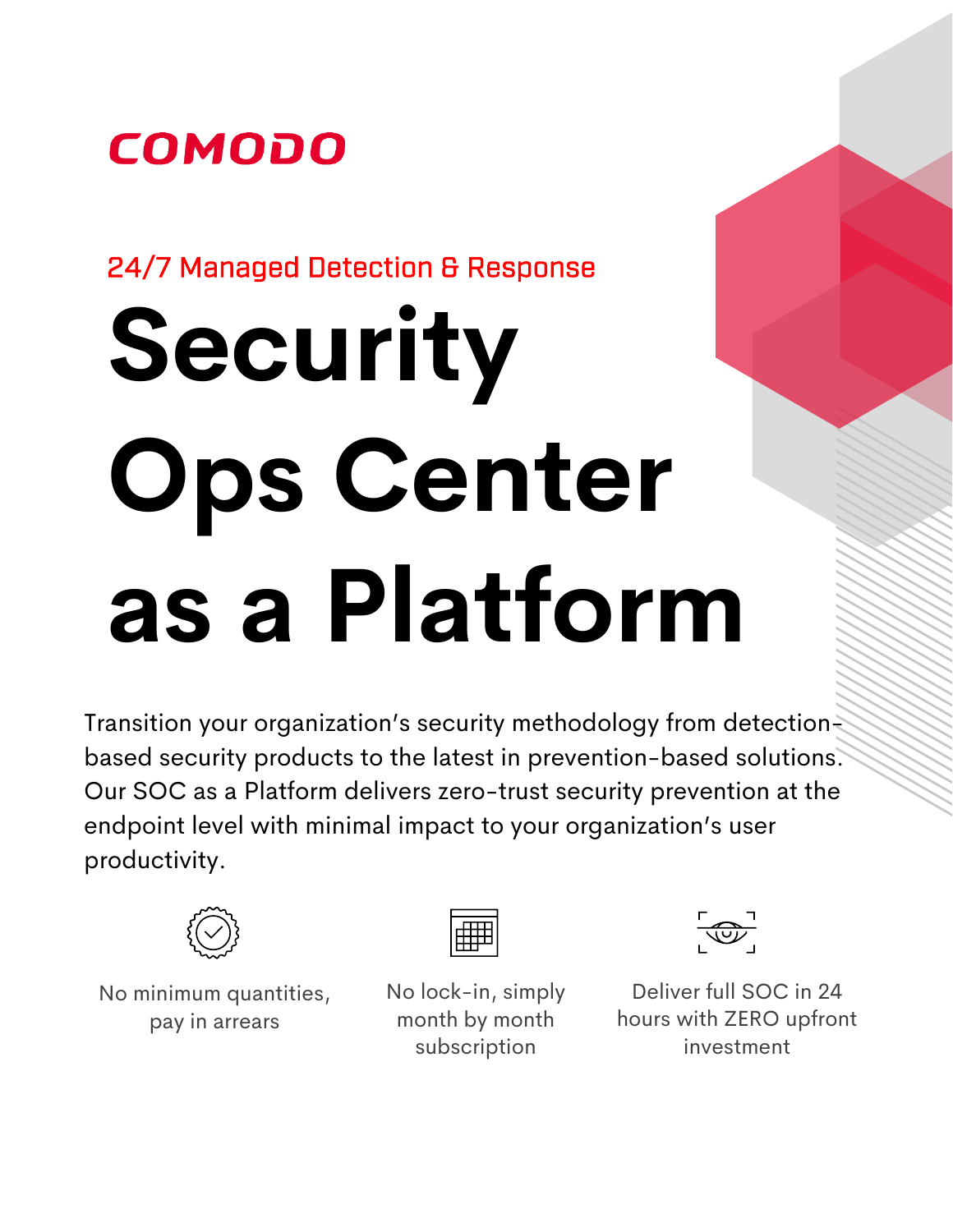COMODO

24/7 Managed Detection & Response

# Security Ops Center as a Platform

Transition your organization's security methodology from detection-based security products to the latest in prevention-based solutions. Our SOC as a Platform delivers zero-trust security prevention at the endpoint level with minimal impact to your organization's user productivity.

No minimum quantities, pay in arrears

No lock-in, simply month by month subscription

Deliver full SOC in 24 hours with ZERO upfront investment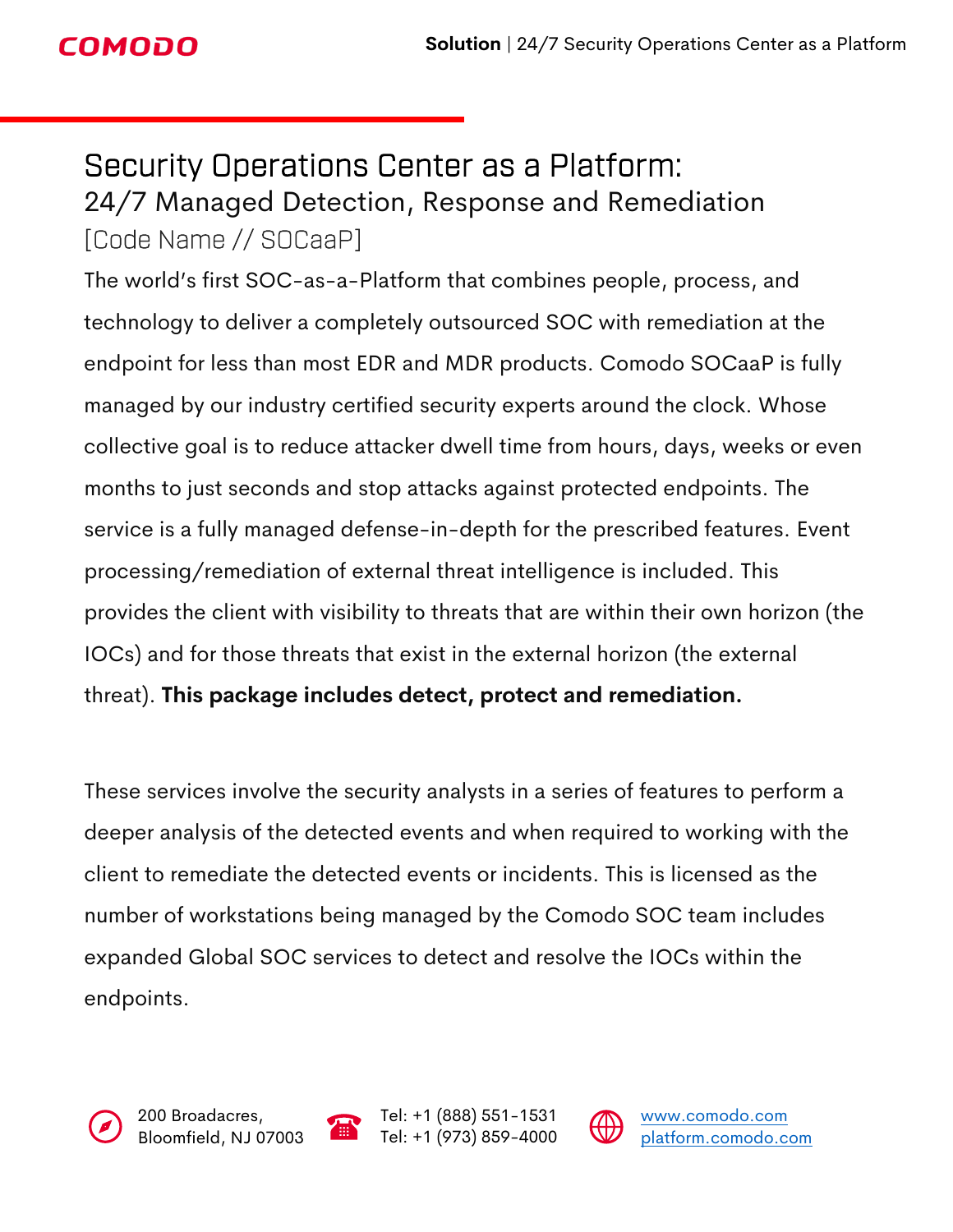# Security Operations Center as a Platform:

## 24/7 Managed Detection, Response and Remediation

[Code Name // SOCaaP]

The world's first SOC-as-a-Platform that combines people, process, and technology to deliver a completely outsourced SOC with remediation at the endpoint for less than most EDR and MDR products. Comodo SOCaaP is fully managed by our industry certified security experts around the clock. Whose collective goal is to reduce attacker dwell time from hours, days, weeks or even months to just seconds and stop attacks against protected endpoints. The service is a fully managed defense-in-depth for the prescribed features. Event processing/remediation of external threat intelligence is included. This provides the client with visibility to threats that are within their own horizon (the IOCs) and for those threats that exist in the external horizon (the external threat). **This package includes detect, protect and remediation.**

These services involve the security analysts in a series of features to perform a deeper analysis of the detected events and when required to working with the client to remediate the detected events or incidents. This is licensed as the number of workstations being managed by the Comodo SOC team includes expanded Global SOC services to detect and resolve the IOCs within the endpoints.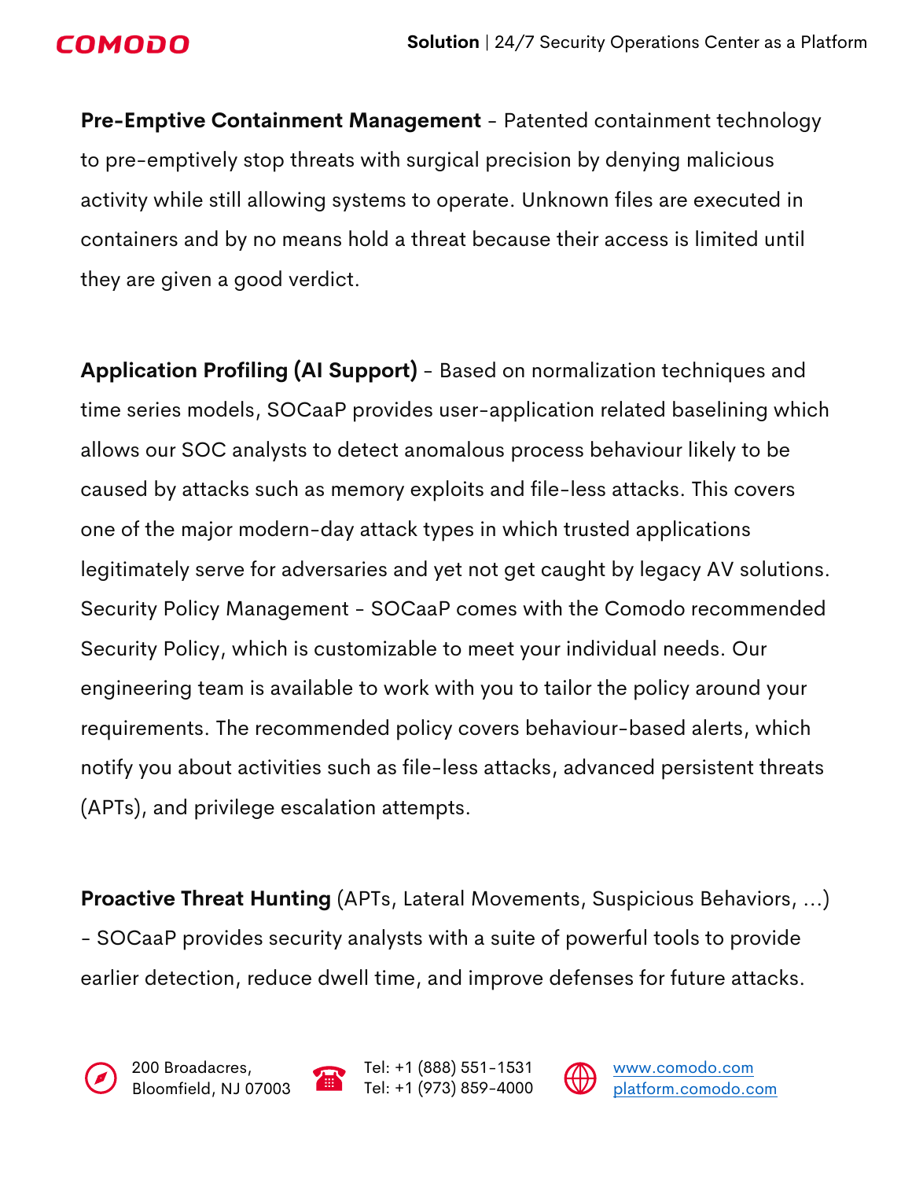**Pre-Emptive Containment Management** - Patented containment technology to pre-emptively stop threats with surgical precision by denying malicious activity while still allowing systems to operate. Unknown files are executed in containers and by no means hold a threat because their access is limited until they are given a good verdict.

**Application Profiling (AI Support)** - Based on normalization techniques and time series models, SOCaaP provides user-application related baselining which allows our SOC analysts to detect anomalous process behaviour likely to be caused by attacks such as memory exploits and file-less attacks. This covers one of the major modern-day attack types in which trusted applications legitimately serve for adversaries and yet not get caught by legacy AV solutions. Security Policy Management - SOCaaP comes with the Comodo recommended Security Policy, which is customizable to meet your individual needs. Our engineering team is available to work with you to tailor the policy around your requirements. The recommended policy covers behaviour-based alerts, which notify you about activities such as file-less attacks, advanced persistent threats (APTs), and privilege escalation attempts.

**Proactive Threat Hunting** (APTs, Lateral Movements, Suspicious Behaviors, ...) - SOCaaP provides security analysts with a suite of powerful tools to provide earlier detection, reduce dwell time, and improve defenses for future attacks.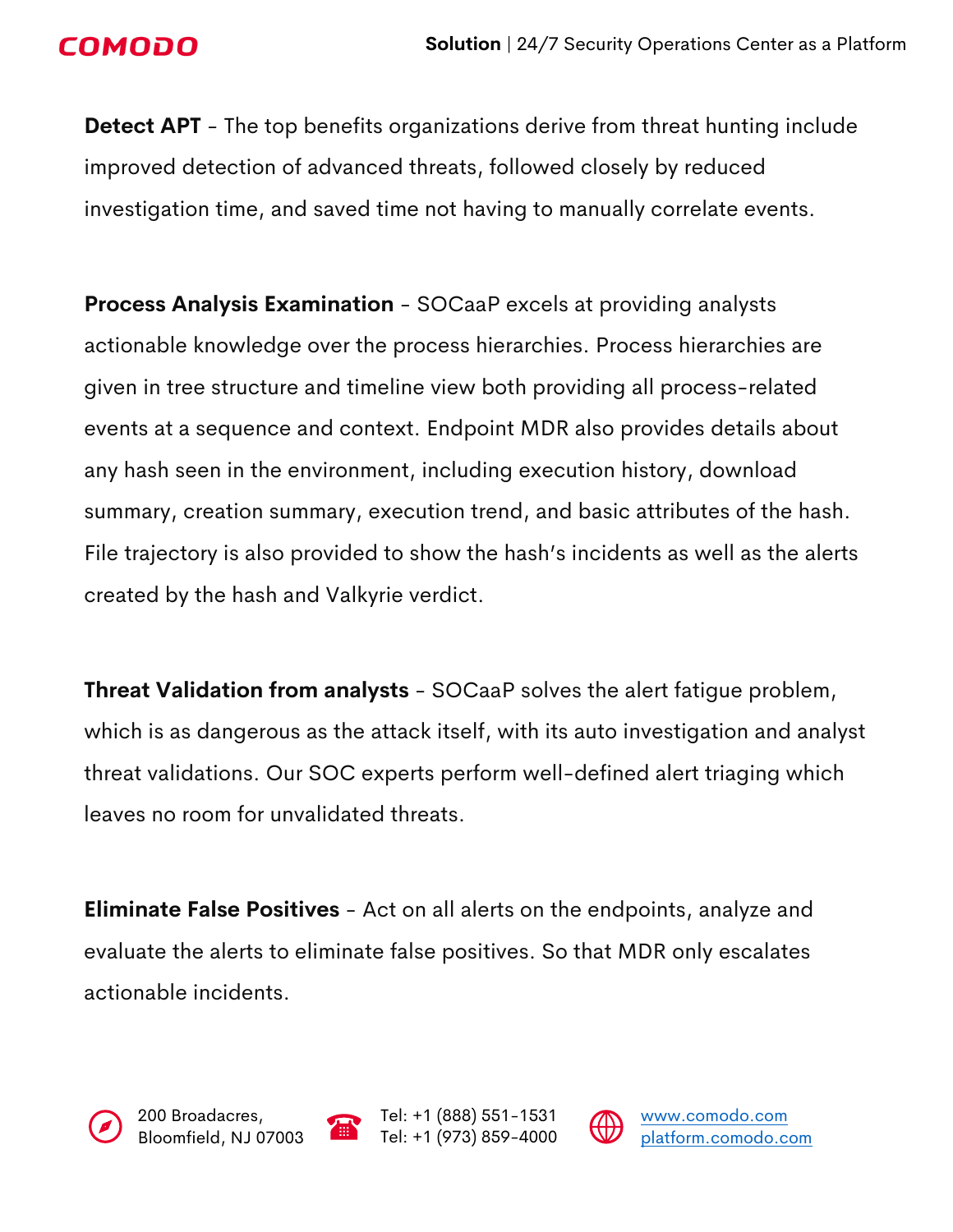**Detect APT** - The top benefits organizations derive from threat hunting include improved detection of advanced threats, followed closely by reduced investigation time, and saved time not having to manually correlate events.

**Process Analysis Examination** - SOCaaP excels at providing analysts actionable knowledge over the process hierarchies. Process hierarchies are given in tree structure and timeline view both providing all process-related events at a sequence and context. Endpoint MDR also provides details about any hash seen in the environment, including execution history, download summary, creation summary, execution trend, and basic attributes of the hash. File trajectory is also provided to show the hash's incidents as well as the alerts created by the hash and Valkyrie verdict.

**Threat Validation from analysts** - SOCaaP solves the alert fatigue problem, which is as dangerous as the attack itself, with its auto investigation and analyst threat validations. Our SOC experts perform well-defined alert triaging which leaves no room for unvalidated threats.

**Eliminate False Positives** - Act on all alerts on the endpoints, analyze and evaluate the alerts to eliminate false positives. So that MDR only escalates actionable incidents.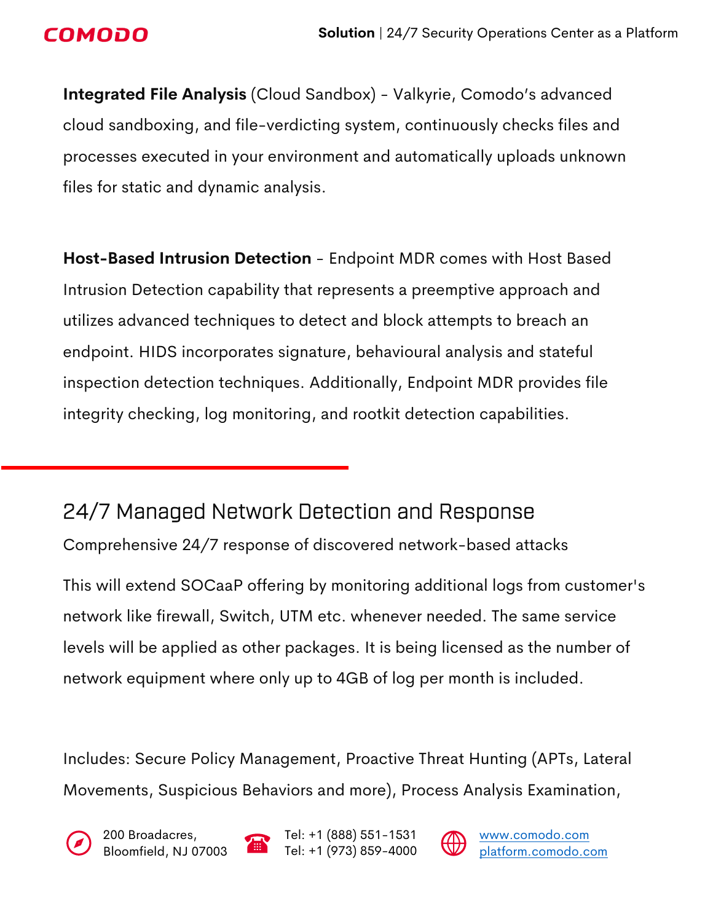**Integrated File Analysis** (Cloud Sandbox) - Valkyrie, Comodo's advanced cloud sandboxing, and file-verdicting system, continuously checks files and processes executed in your environment and automatically uploads unknown files for static and dynamic analysis.

**Host-Based Intrusion Detection** - Endpoint MDR comes with Host Based Intrusion Detection capability that represents a preemptive approach and utilizes advanced techniques to detect and block attempts to breach an endpoint. HIDS incorporates signature, behavioural analysis and stateful inspection detection techniques. Additionally, Endpoint MDR provides file integrity checking, log monitoring, and rootkit detection capabilities.

## 24/7 Managed Network Detection and Response

Comprehensive 24/7 response of discovered network-based attacks

This will extend SOCaaP offering by monitoring additional logs from customer's network like firewall, Switch, UTM etc. whenever needed. The same service levels will be applied as other packages. It is being licensed as the number of network equipment where only up to 4GB of log per month is included.

Includes: Secure Policy Management, Proactive Threat Hunting (APTs, Lateral Movements, Suspicious Behaviors and more), Process Analysis Examination,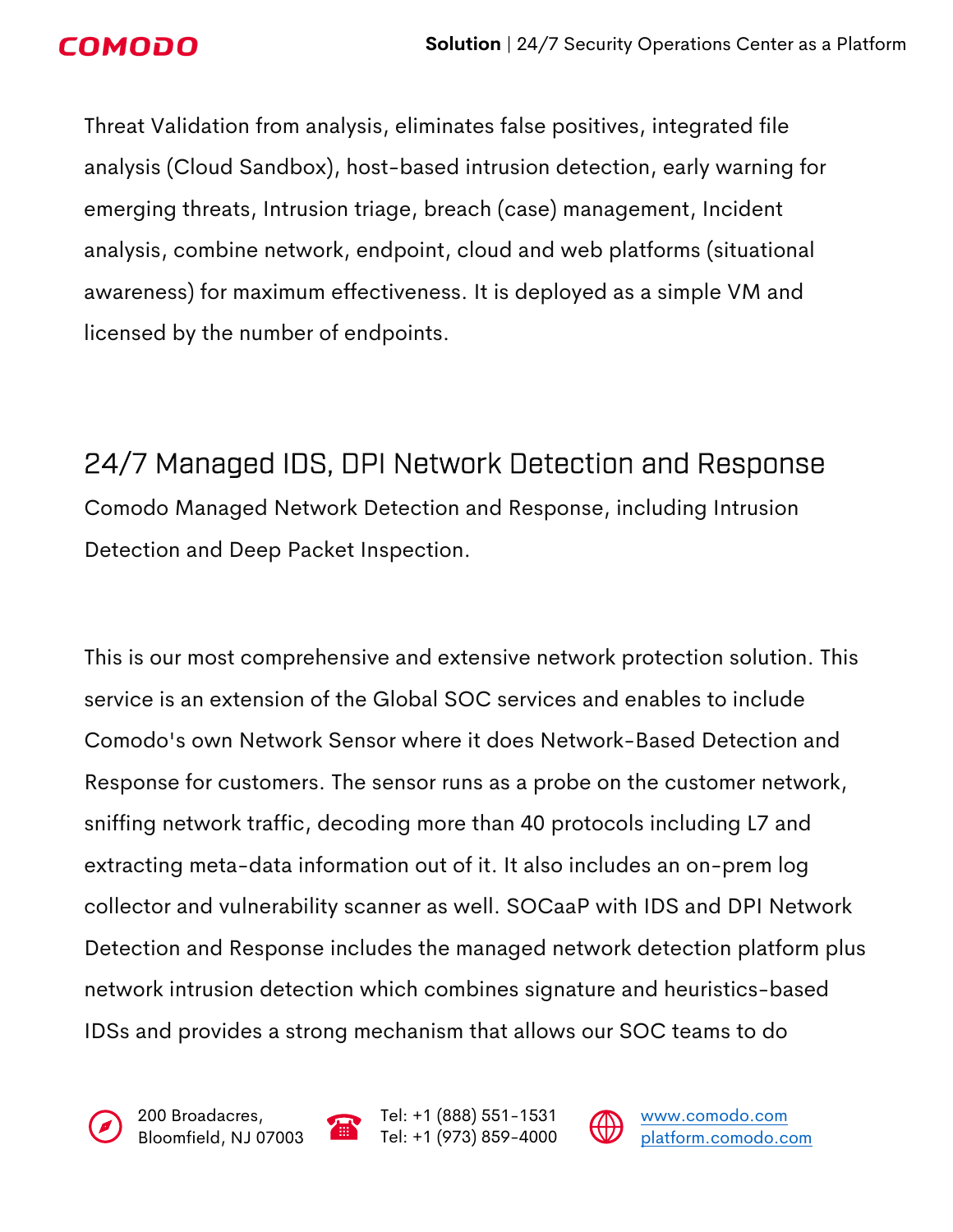Threat Validation from analysis, eliminates false positives, integrated file analysis (Cloud Sandbox), host-based intrusion detection, early warning for emerging threats, Intrusion triage, breach (case) management, Incident analysis, combine network, endpoint, cloud and web platforms (situational awareness) for maximum effectiveness. It is deployed as a simple VM and licensed by the number of endpoints.

## 24/7 Managed IDS, DPI Network Detection and Response

Comodo Managed Network Detection and Response, including Intrusion Detection and Deep Packet Inspection.

This is our most comprehensive and extensive network protection solution. This service is an extension of the Global SOC services and enables to include Comodo's own Network Sensor where it does Network-Based Detection and Response for customers. The sensor runs as a probe on the customer network, sniffing network traffic, decoding more than 40 protocols including L7 and extracting meta-data information out of it. It also includes an on-prem log collector and vulnerability scanner as well. SOCaaP with IDS and DPI Network Detection and Response includes the managed network detection platform plus network intrusion detection which combines signature and heuristics-based IDSs and provides a strong mechanism that allows our SOC teams to do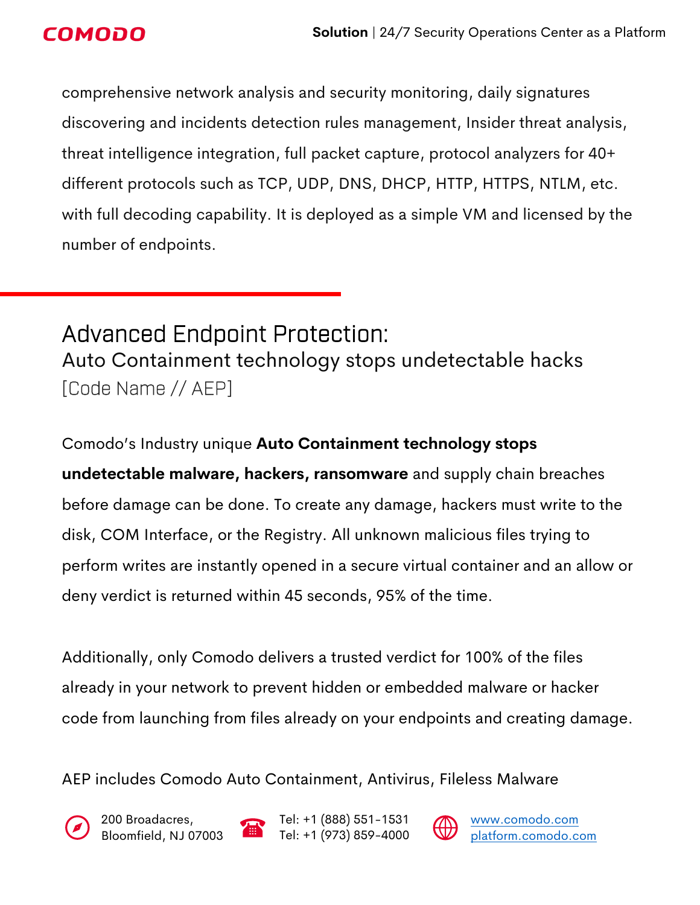comprehensive network analysis and security monitoring, daily signatures discovering and incidents detection rules management, Insider threat analysis, threat intelligence integration, full packet capture, protocol analyzers for 40+ different protocols such as TCP, UDP, DNS, DHCP, HTTP, HTTPS, NTLM, etc. with full decoding capability. It is deployed as a simple VM and licensed by the number of endpoints.

## Advanced Endpoint Protection:
### Auto Containment technology stops undetectable hacks
[Code Name // AEP]

Comodo's Industry unique **Auto Containment technology stops undetectable malware, hackers, ransomware** and supply chain breaches before damage can be done. To create any damage, hackers must write to the disk, COM Interface, or the Registry. All unknown malicious files trying to perform writes are instantly opened in a secure virtual container and an allow or deny verdict is returned within 45 seconds, 95% of the time.

Additionally, only Comodo delivers a trusted verdict for 100% of the files already in your network to prevent hidden or embedded malware or hacker code from launching from files already on your endpoints and creating damage.

AEP includes Comodo Auto Containment, Antivirus, Fileless Malware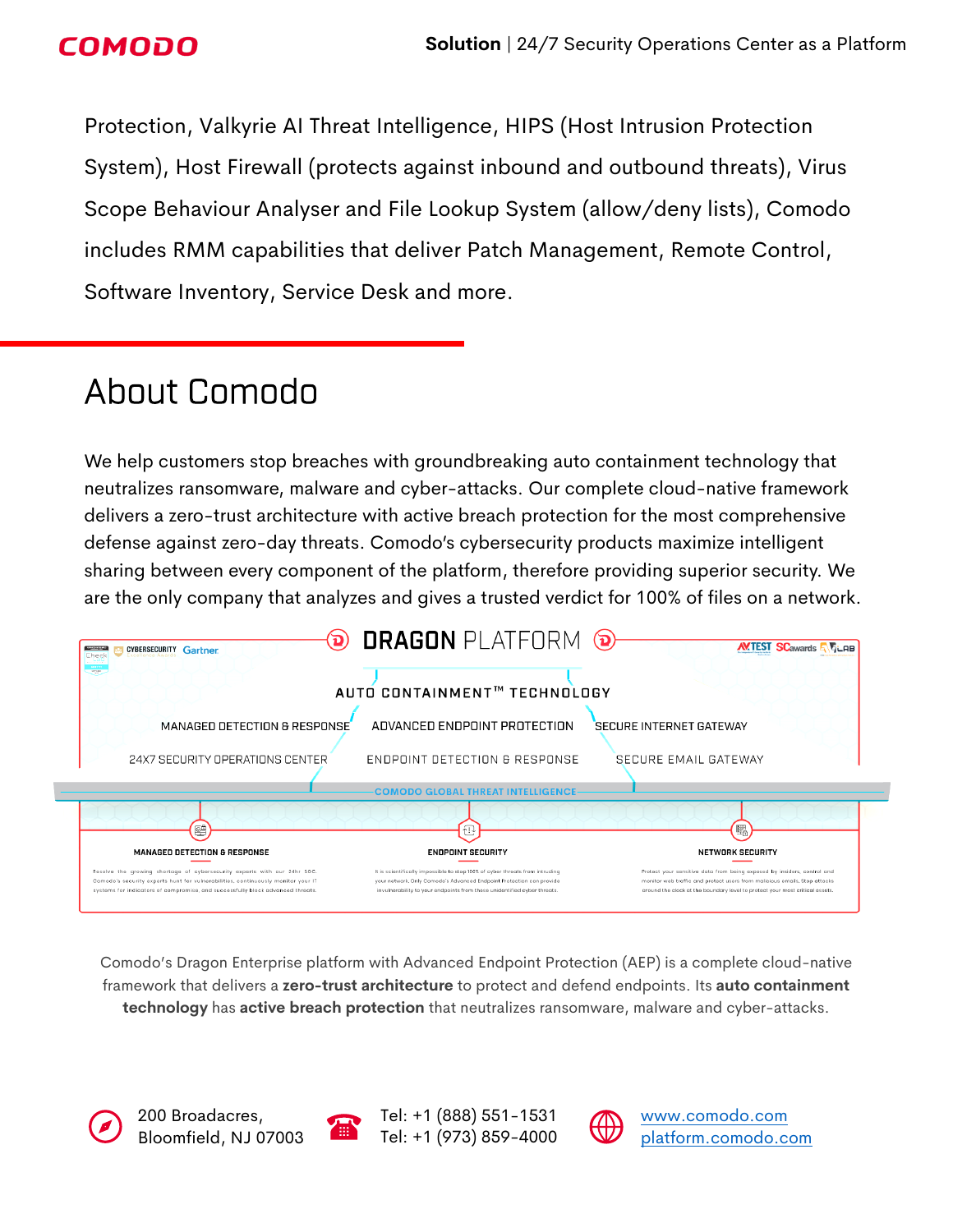Protection, Valkyrie AI Threat Intelligence, HIPS (Host Intrusion Protection System), Host Firewall (protects against inbound and outbound threats), Virus Scope Behaviour Analyser and File Lookup System (allow/deny lists), Comodo includes RMM capabilities that deliver Patch Management, Remote Control, Software Inventory, Service Desk and more.

# About Comodo

We help customers stop breaches with groundbreaking auto containment technology that neutralizes ransomware, malware and cyber-attacks. Our complete cloud-native framework delivers a zero-trust architecture with active breach protection for the most comprehensive defense against zero-day threats. Comodo's cybersecurity products maximize intelligent sharing between every component of the platform, therefore providing superior security. We are the only company that analyzes and gives a trusted verdict for 100% of files on a network.

DRAGON PLATFORM

AUTO CONTAINMENT™ TECHNOLOGY

MANAGED DETECTION & RESPONSE

ADVANCED ENDPOINT PROTECTION

SECURE INTERNET GATEWAY

24X7 SECURITY OPERATIONS CENTER

ENDPOINT DETECTION & RESPONSE

SECURE EMAIL GATEWAY

COMODO GLOBAL THREAT INTELLIGENCE

MANAGED DETECTION & RESPONSE

Resolve the growing shortage of cybersecurity experts with our 24hr SOC. Comodo's security experts hunt for vulnerabilities, continuously monitor your IT systems for indicators of compromise, and successfully block advanced threats.

ENDPOINT SECURITY

It is scientifically impossible to stop 100% of cyber threats from intruding your network. Only Comodo's Advanced Endpoint Protection can provide invulnerability to your endpoints from these unidentified cyber threats.

NETWORK SECURITY

Protect your sensitive data from being exposed by insiders, control and monitor web traffic and protect users from malicious emails. Stop attacks around the clock at the boundary level to protect your most critical assets.

Comodo's Dragon Enterprise platform with Advanced Endpoint Protection (AEP) is a complete cloud-native framework that delivers a **zero-trust architecture** to protect and defend endpoints. Its **auto containment technology** has **active breach protection** that neutralizes ransomware, malware and cyber-attacks.

200 Broadacres,
Bloomfield, NJ 07003

Tel: +1 (888) 551-1531
Tel: +1 (973) 859-4000

[www.comodo.com](http://www.comodo.com)
[platform.comodo.com](https://platform.comodo.com)